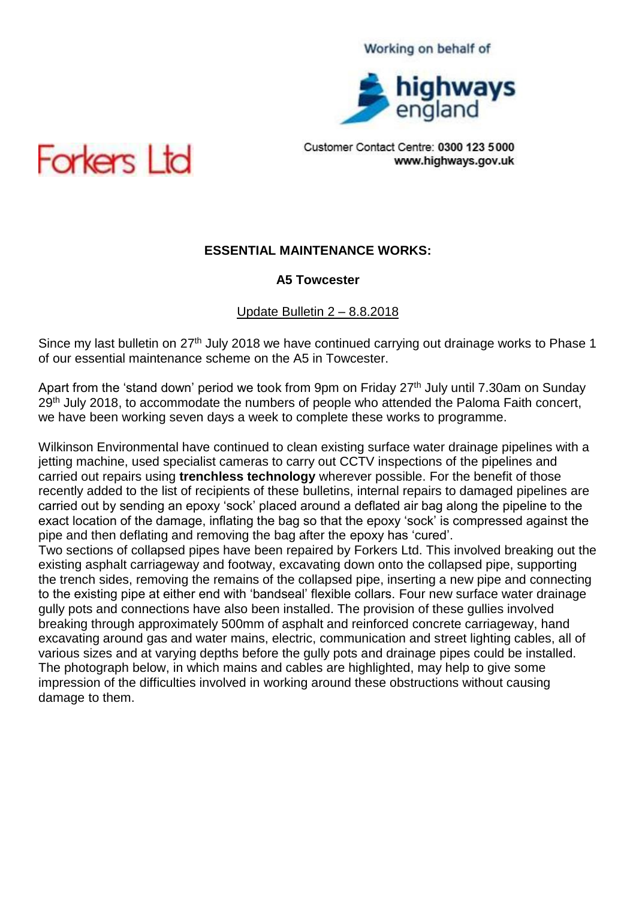Working on behalf of

highways england

Customer Contact Centre: **0300 123 5000**
**www.highways.gov.uk**

Forkers Ltd

**ESSENTIAL MAINTENANCE WORKS:**

**A5 Towcester**

Update Bulletin 2 – 8.8.2018

Since my last bulletin on 27th July 2018 we have continued carrying out drainage works to Phase 1 of our essential maintenance scheme on the A5 in Towcester.

Apart from the 'stand down' period we took from 9pm on Friday 27th July until 7.30am on Sunday 29th July 2018, to accommodate the numbers of people who attended the Paloma Faith concert, we have been working seven days a week to complete these works to programme.

Wilkinson Environmental have continued to clean existing surface water drainage pipelines with a jetting machine, used specialist cameras to carry out CCTV inspections of the pipelines and carried out repairs using **trenchless technology** wherever possible. For the benefit of those recently added to the list of recipients of these bulletins, internal repairs to damaged pipelines are carried out by sending an epoxy 'sock' placed around a deflated air bag along the pipeline to the exact location of the damage, inflating the bag so that the epoxy 'sock' is compressed against the pipe and then deflating and removing the bag after the epoxy has 'cured'.

Two sections of collapsed pipes have been repaired by Forkers Ltd. This involved breaking out the existing asphalt carriageway and footway, excavating down onto the collapsed pipe, supporting the trench sides, removing the remains of the collapsed pipe, inserting a new pipe and connecting to the existing pipe at either end with 'bandseal' flexible collars. Four new surface water drainage gully pots and connections have also been installed. The provision of these gullies involved breaking through approximately 500mm of asphalt and reinforced concrete carriageway, hand excavating around gas and water mains, electric, communication and street lighting cables, all of various sizes and at varying depths before the gully pots and drainage pipes could be installed. The photograph below, in which mains and cables are highlighted, may help to give some impression of the difficulties involved in working around these obstructions without causing damage to them.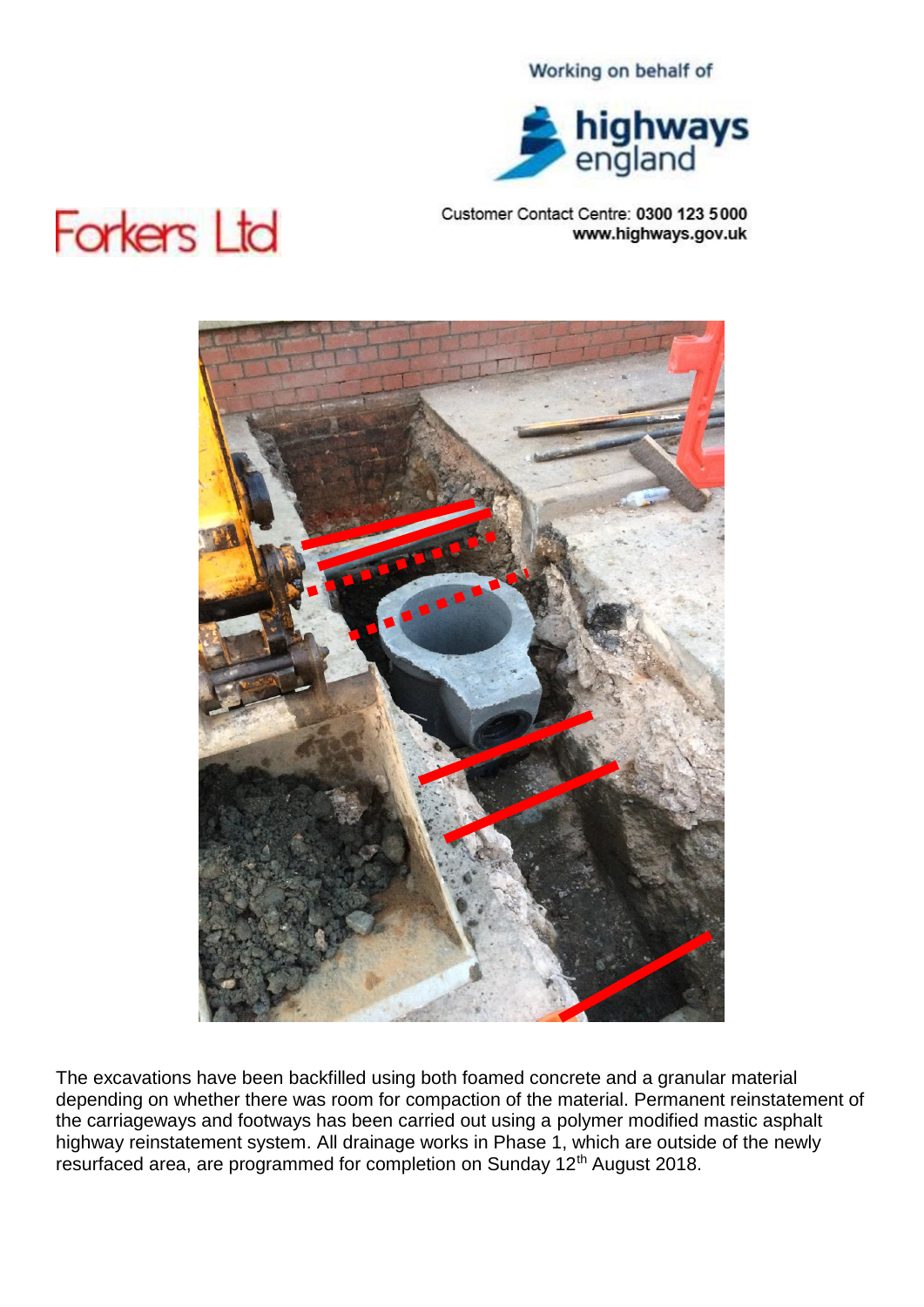Working on behalf of

highways england

Customer Contact Centre: **0300 123 5000**
**www.highways.gov.uk**

Forkers Ltd

The excavations have been backfilled using both foamed concrete and a granular material depending on whether there was room for compaction of the material. Permanent reinstatement of the carriageways and footways has been carried out using a polymer modified mastic asphalt highway reinstatement system. All drainage works in Phase 1, which are outside of the newly resurfaced area, are programmed for completion on Sunday 12th August 2018.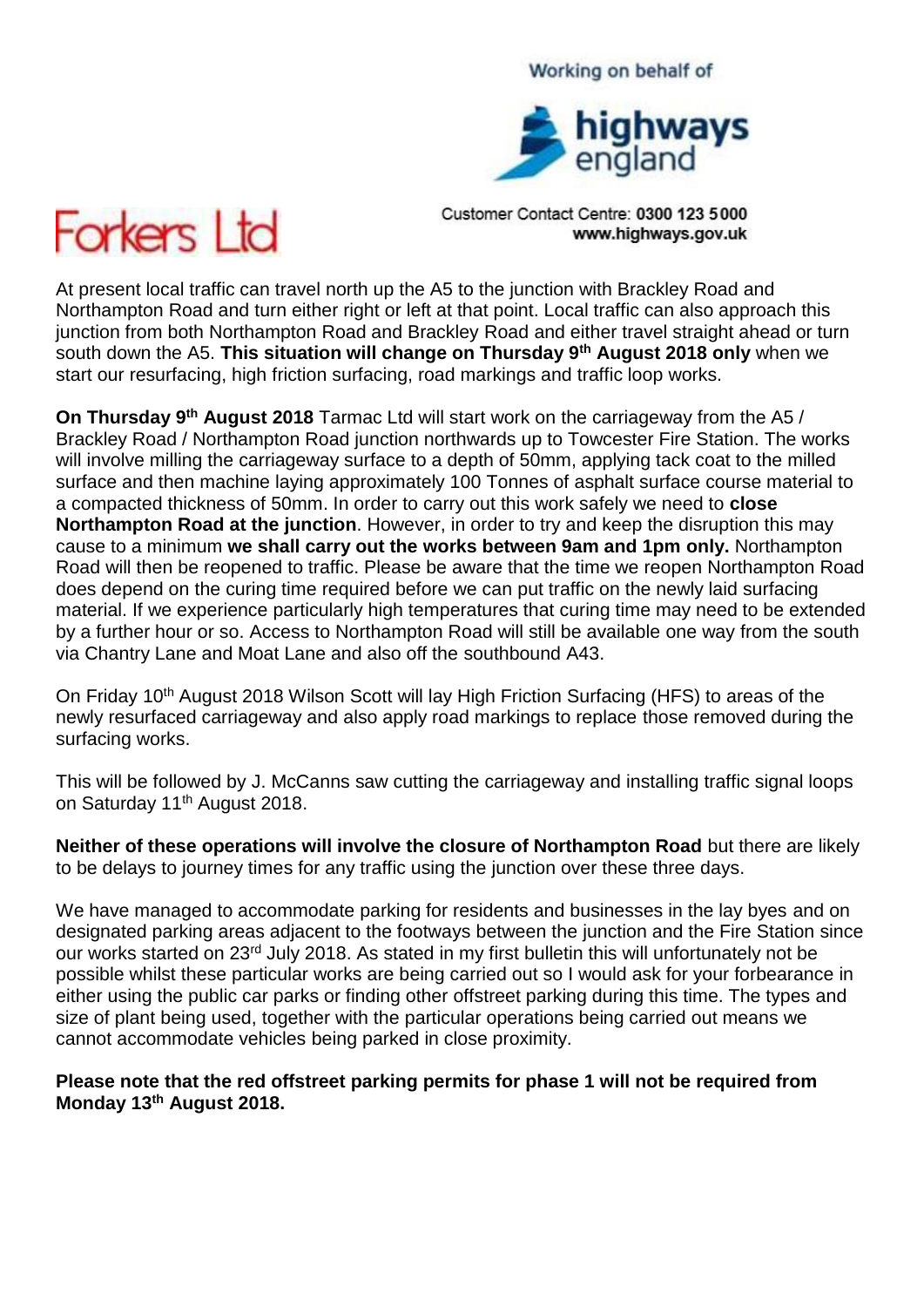Working on behalf of

highways england

Customer Contact Centre: **0300 123 5000**
**www.highways.gov.uk**

Forkers Ltd

At present local traffic can travel north up the A5 to the junction with Brackley Road and Northampton Road and turn either right or left at that point. Local traffic can also approach this junction from both Northampton Road and Brackley Road and either travel straight ahead or turn south down the A5. **This situation will change on Thursday 9th August 2018 only** when we start our resurfacing, high friction surfacing, road markings and traffic loop works.

**On Thursday 9th August 2018** Tarmac Ltd will start work on the carriageway from the A5 / Brackley Road / Northampton Road junction northwards up to Towcester Fire Station. The works will involve milling the carriageway surface to a depth of 50mm, applying tack coat to the milled surface and then machine laying approximately 100 Tonnes of asphalt surface course material to a compacted thickness of 50mm. In order to carry out this work safely we need to **close Northampton Road at the junction**. However, in order to try and keep the disruption this may cause to a minimum **we shall carry out the works between 9am and 1pm only.** Northampton Road will then be reopened to traffic. Please be aware that the time we reopen Northampton Road does depend on the curing time required before we can put traffic on the newly laid surfacing material. If we experience particularly high temperatures that curing time may need to be extended by a further hour or so. Access to Northampton Road will still be available one way from the south via Chantry Lane and Moat Lane and also off the southbound A43.

On Friday 10th August 2018 Wilson Scott will lay High Friction Surfacing (HFS) to areas of the newly resurfaced carriageway and also apply road markings to replace those removed during the surfacing works.

This will be followed by J. McCanns saw cutting the carriageway and installing traffic signal loops on Saturday 11th August 2018.

**Neither of these operations will involve the closure of Northampton Road** but there are likely to be delays to journey times for any traffic using the junction over these three days.

We have managed to accommodate parking for residents and businesses in the lay byes and on designated parking areas adjacent to the footways between the junction and the Fire Station since our works started on 23rd July 2018. As stated in my first bulletin this will unfortunately not be possible whilst these particular works are being carried out so I would ask for your forbearance in either using the public car parks or finding other offstreet parking during this time. The types and size of plant being used, together with the particular operations being carried out means we cannot accommodate vehicles being parked in close proximity.

**Please note that the red offstreet parking permits for phase 1 will not be required from Monday 13th August 2018.**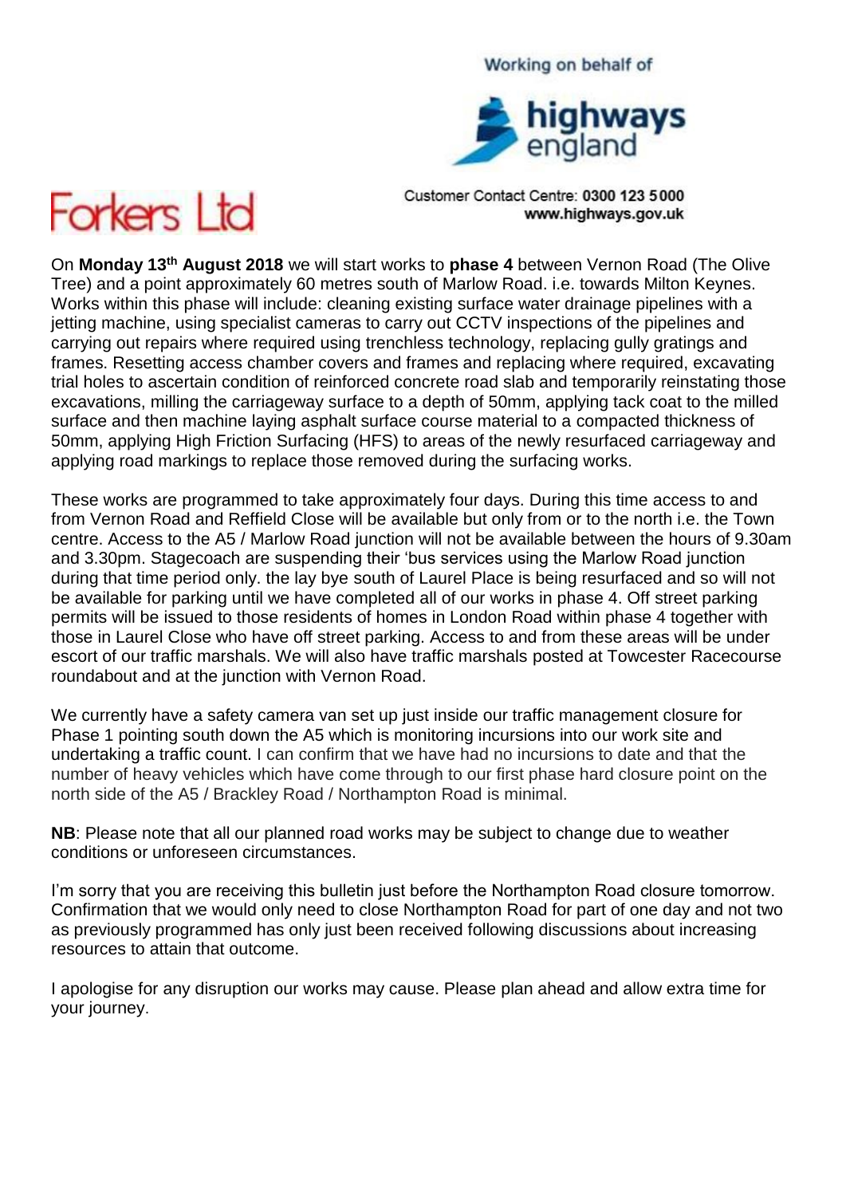Working on behalf of

highways england

Customer Contact Centre: **0300 123 5000**
**www.highways.gov.uk**

Forkers Ltd

On **Monday 13th August 2018** we will start works to **phase 4** between Vernon Road (The Olive Tree) and a point approximately 60 metres south of Marlow Road. i.e. towards Milton Keynes. Works within this phase will include: cleaning existing surface water drainage pipelines with a jetting machine, using specialist cameras to carry out CCTV inspections of the pipelines and carrying out repairs where required using trenchless technology, replacing gully gratings and frames. Resetting access chamber covers and frames and replacing where required, excavating trial holes to ascertain condition of reinforced concrete road slab and temporarily reinstating those excavations, milling the carriageway surface to a depth of 50mm, applying tack coat to the milled surface and then machine laying asphalt surface course material to a compacted thickness of 50mm, applying High Friction Surfacing (HFS) to areas of the newly resurfaced carriageway and applying road markings to replace those removed during the surfacing works.

These works are programmed to take approximately four days. During this time access to and from Vernon Road and Reffield Close will be available but only from or to the north i.e. the Town centre. Access to the A5 / Marlow Road junction will not be available between the hours of 9.30am and 3.30pm. Stagecoach are suspending their 'bus services using the Marlow Road junction during that time period only. the lay bye south of Laurel Place is being resurfaced and so will not be available for parking until we have completed all of our works in phase 4. Off street parking permits will be issued to those residents of homes in London Road within phase 4 together with those in Laurel Close who have off street parking. Access to and from these areas will be under escort of our traffic marshals. We will also have traffic marshals posted at Towcester Racecourse roundabout and at the junction with Vernon Road.

We currently have a safety camera van set up just inside our traffic management closure for Phase 1 pointing south down the A5 which is monitoring incursions into our work site and undertaking a traffic count. I can confirm that we have had no incursions to date and that the number of heavy vehicles which have come through to our first phase hard closure point on the north side of the A5 / Brackley Road / Northampton Road is minimal.

**NB**: Please note that all our planned road works may be subject to change due to weather conditions or unforeseen circumstances.

I'm sorry that you are receiving this bulletin just before the Northampton Road closure tomorrow. Confirmation that we would only need to close Northampton Road for part of one day and not two as previously programmed has only just been received following discussions about increasing resources to attain that outcome.

I apologise for any disruption our works may cause. Please plan ahead and allow extra time for your journey.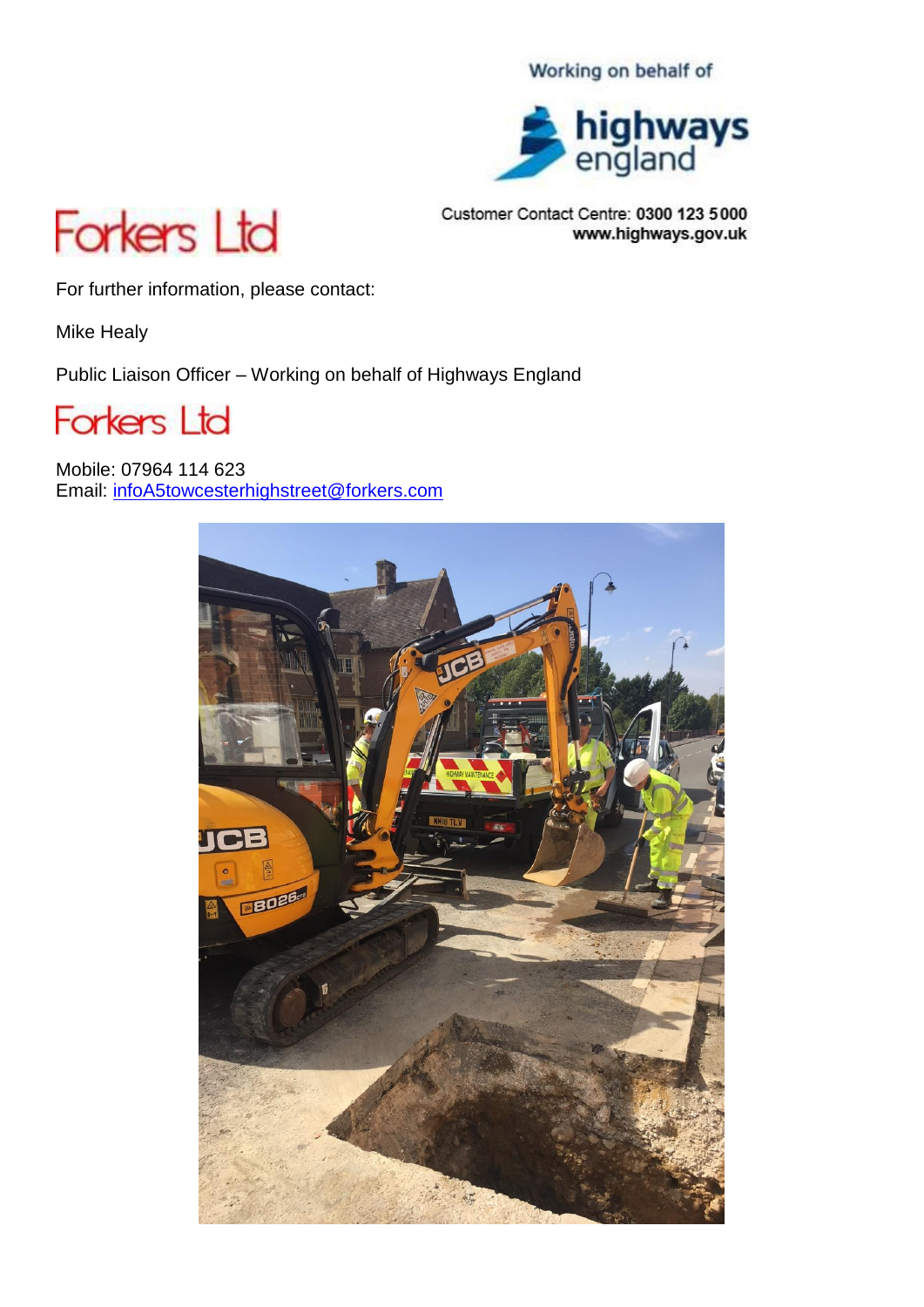Working on behalf of

highways england

Forkers Ltd

Customer Contact Centre: **0300 123 5000**
**www.highways.gov.uk**

For further information, please contact:

Mike Healy

Public Liaison Officer – Working on behalf of Highways England

Forkers Ltd

Mobile: 07964 114 623
Email: [infoA5towcesterhighstreet@forkers.com](mailto:infoA5towcesterhighstreet@forkers.com)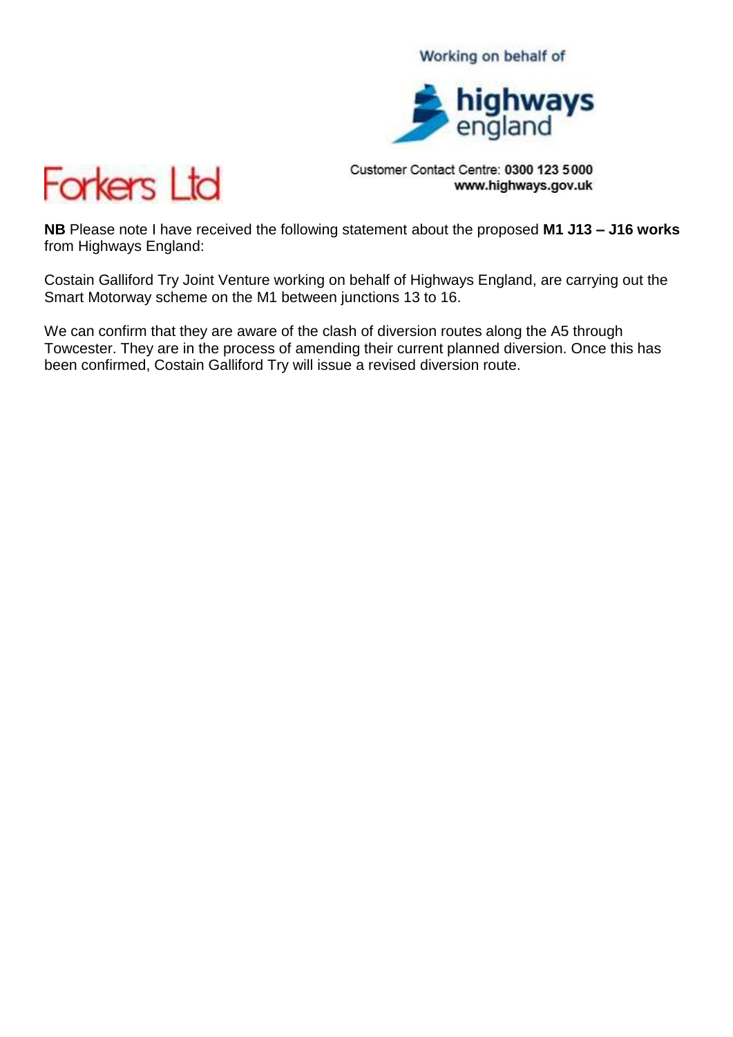Working on behalf of

highways england

Customer Contact Centre: **0300 123 5000**
**www.highways.gov.uk**

Forkers Ltd

**NB** Please note I have received the following statement about the proposed **M1 J13 – J16 works** from Highways England:

Costain Galliford Try Joint Venture working on behalf of Highways England, are carrying out the Smart Motorway scheme on the M1 between junctions 13 to 16.

We can confirm that they are aware of the clash of diversion routes along the A5 through Towcester. They are in the process of amending their current planned diversion. Once this has been confirmed, Costain Galliford Try will issue a revised diversion route.